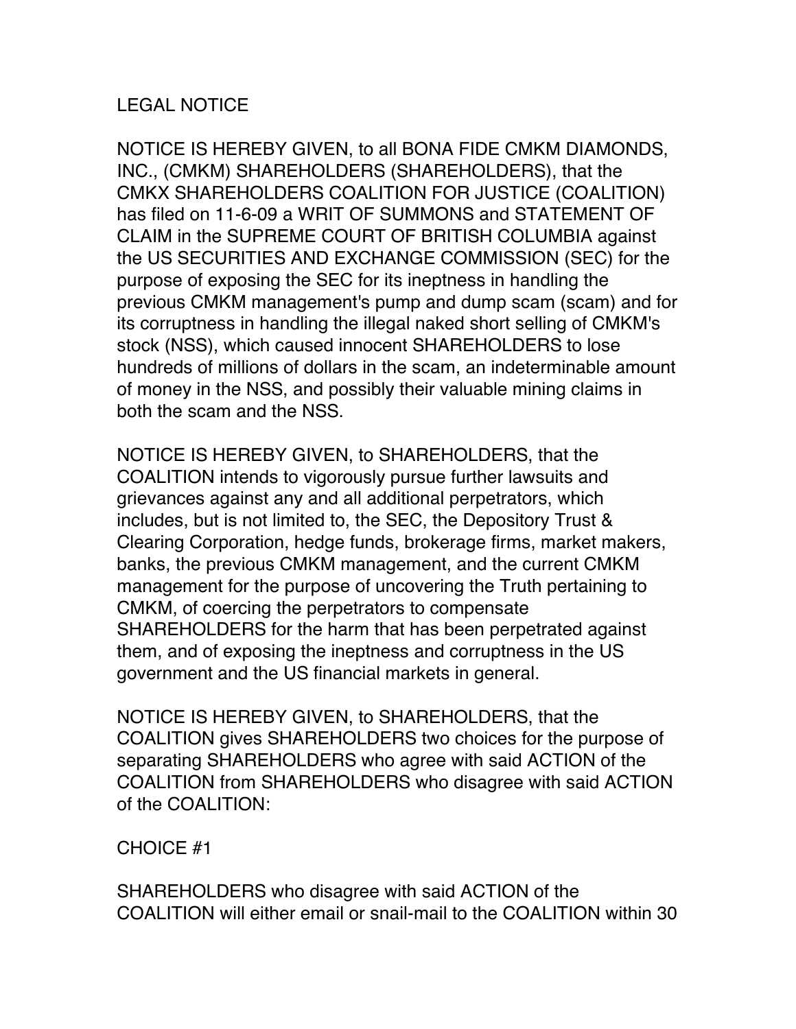# LEGAL NOTICE

NOTICE IS HEREBY GIVEN, to all BONA FIDE CMKM DIAMONDS, INC., (CMKM) SHAREHOLDERS (SHAREHOLDERS), that the CMKX SHAREHOLDERS COALITION FOR JUSTICE (COALITION) has filed on 11-6-09 a WRIT OF SUMMONS and STATEMENT OF CLAIM in the SUPREME COURT OF BRITISH COLUMBIA against the US SECURITIES AND EXCHANGE COMMISSION (SEC) for the purpose of exposing the SEC for its ineptness in handling the previous CMKM management's pump and dump scam (scam) and for its corruptness in handling the illegal naked short selling of CMKM's stock (NSS), which caused innocent SHAREHOLDERS to lose hundreds of millions of dollars in the scam, an indeterminable amount of money in the NSS, and possibly their valuable mining claims in both the scam and the NSS.

NOTICE IS HEREBY GIVEN, to SHAREHOLDERS, that the COALITION intends to vigorously pursue further lawsuits and grievances against any and all additional perpetrators, which includes, but is not limited to, the SEC, the Depository Trust & Clearing Corporation, hedge funds, brokerage firms, market makers, banks, the previous CMKM management, and the current CMKM management for the purpose of uncovering the Truth pertaining to CMKM, of coercing the perpetrators to compensate SHAREHOLDERS for the harm that has been perpetrated against them, and of exposing the ineptness and corruptness in the US government and the US financial markets in general.

NOTICE IS HEREBY GIVEN, to SHAREHOLDERS, that the COALITION gives SHAREHOLDERS two choices for the purpose of separating SHAREHOLDERS who agree with said ACTION of the COALITION from SHAREHOLDERS who disagree with said ACTION of the COALITION:

CHOICE #1

SHAREHOLDERS who disagree with said ACTION of the COALITION will either email or snail-mail to the COALITION within 30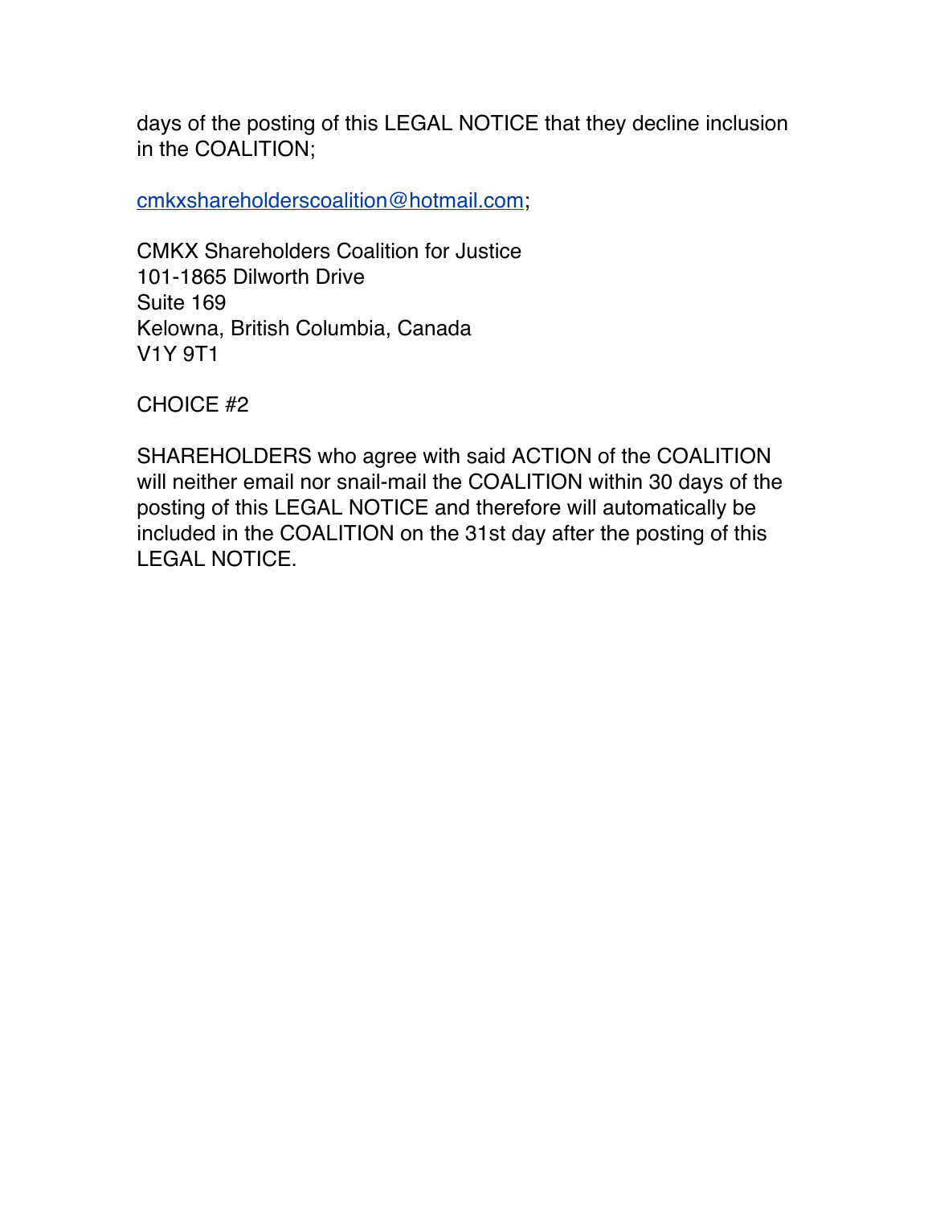days of the posting of this LEGAL NOTICE that they decline inclusion in the COALITION;

cmkxshareholderscoalition@hotmail.com;

CMKX Shareholders Coalition for Justice
101-1865 Dilworth Drive
Suite 169
Kelowna, British Columbia, Canada
V1Y 9T1

CHOICE #2

SHAREHOLDERS who agree with said ACTION of the COALITION will neither email nor snail-mail the COALITION within 30 days of the posting of this LEGAL NOTICE and therefore will automatically be included in the COALITION on the 31st day after the posting of this LEGAL NOTICE.